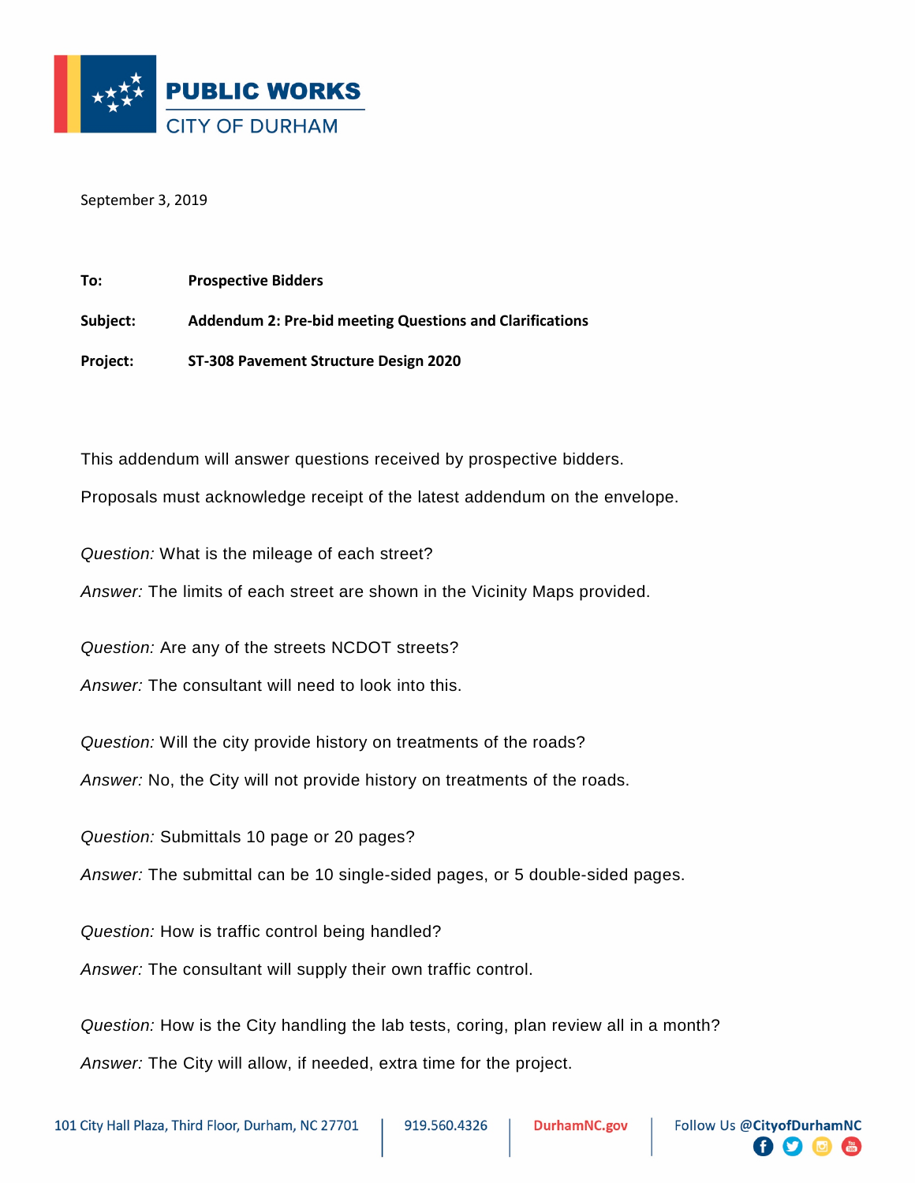**PUBLIC WORKS**
CITY OF DURHAM

September 3, 2019

**To:** **Prospective Bidders**

**Subject:** **Addendum 2: Pre-bid meeting Questions and Clarifications**

**Project:** **ST-308 Pavement Structure Design 2020**

This addendum will answer questions received by prospective bidders.

Proposals must acknowledge receipt of the latest addendum on the envelope.

*Question:* What is the mileage of each street?

*Answer:* The limits of each street are shown in the Vicinity Maps provided.

*Question:* Are any of the streets NCDOT streets?

*Answer:* The consultant will need to look into this.

*Question:* Will the city provide history on treatments of the roads?

*Answer:* No, the City will not provide history on treatments of the roads.

*Question:* Submittals 10 page or 20 pages?

*Answer:* The submittal can be 10 single-sided pages, or 5 double-sided pages.

*Question:* How is traffic control being handled?

*Answer:* The consultant will supply their own traffic control.

*Question:* How is the City handling the lab tests, coring, plan review all in a month?

*Answer:* The City will allow, if needed, extra time for the project.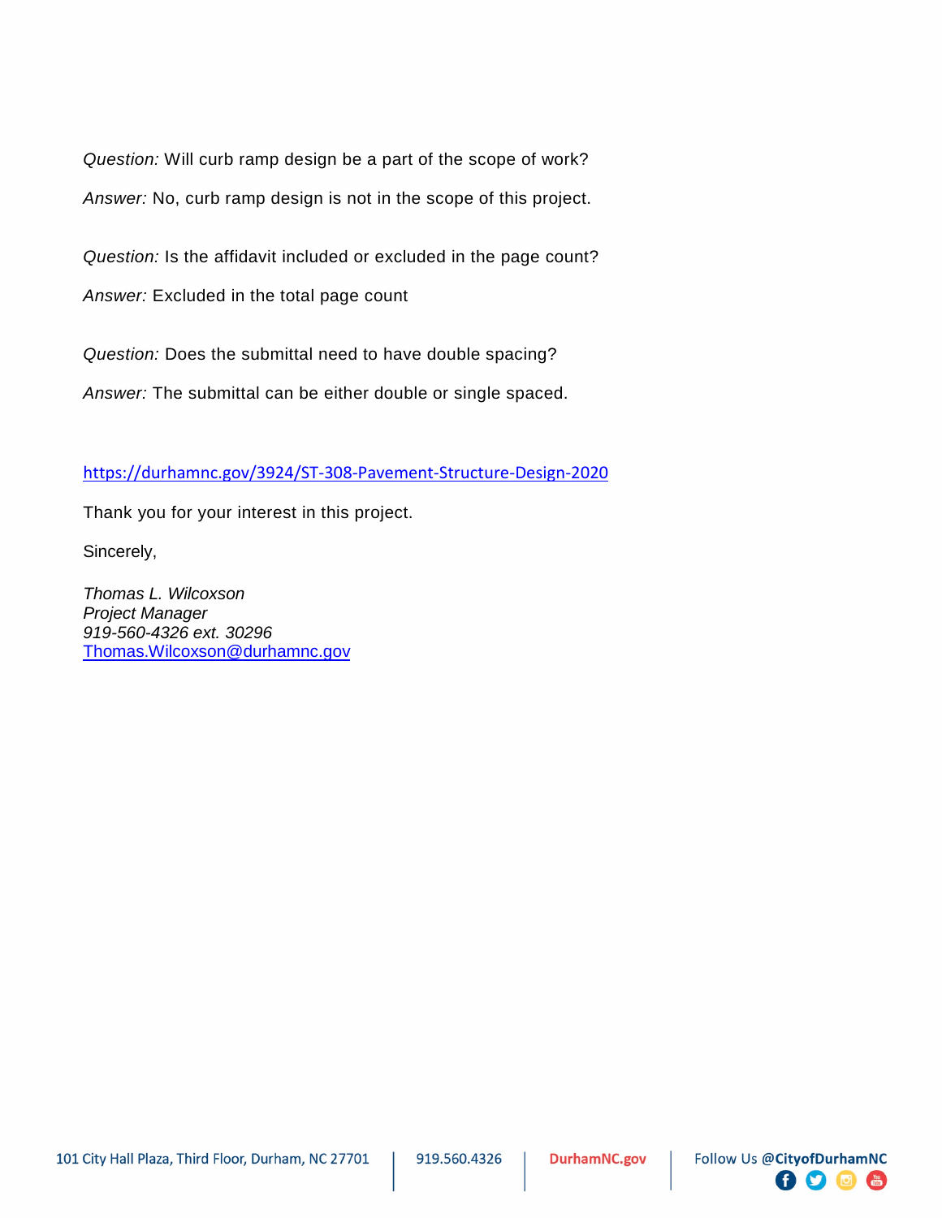*Question:* Will curb ramp design be a part of the scope of work?

*Answer:* No, curb ramp design is not in the scope of this project.

*Question:* Is the affidavit included or excluded in the page count?

*Answer:* Excluded in the total page count

*Question:* Does the submittal need to have double spacing?

*Answer:* The submittal can be either double or single spaced.

https://durhamnc.gov/3924/ST-308-Pavement-Structure-Design-2020

Thank you for your interest in this project.

Sincerely,

*Thomas L. Wilcoxson*
*Project Manager*
*919-560-4326 ext. 30296*
Thomas.Wilcoxson@durhamnc.gov

101 City Hall Plaza, Third Floor, Durham, NC 27701 | 919.560.4326 | DurhamNC.gov | Follow Us @CityofDurhamNC